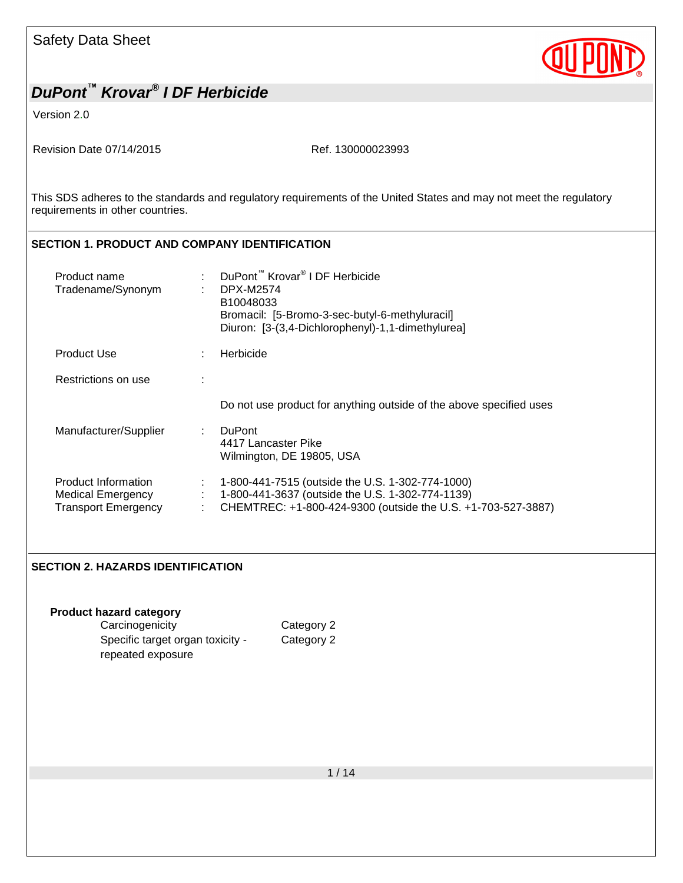Safety Data Sheet

# DuPont™ Krovar® I DF Herbicide

Version 2.0

Revision Date 07/14/2015 Ref. 130000023993

This SDS adheres to the standards and regulatory requirements of the United States and may not meet the regulatory requirements in other countries.

## SECTION 1. PRODUCT AND COMPANY IDENTIFICATION

| | | |
|---|---|---|
| Product name | : | DuPont™ Krovar® I DF Herbicide |
| Tradename/Synonym | : | DPX-M2574<br>B10048033<br>Bromacil: [5-Bromo-3-sec-butyl-6-methyluracil]<br>Diuron: [3-(3,4-Dichlorophenyl)-1,1-dimethylurea] |
| Product Use | : | Herbicide |
| Restrictions on use | : | Do not use product for anything outside of the above specified uses |
| Manufacturer/Supplier | : | DuPont<br>4417 Lancaster Pike<br>Wilmington, DE 19805, USA |
| Product Information | : | 1-800-441-7515 (outside the U.S. 1-302-774-1000) |
| Medical Emergency | : | 1-800-441-3637 (outside the U.S. 1-302-774-1139) |
| Transport Emergency | : | CHEMTREC: +1-800-424-9300 (outside the U.S. +1-703-527-3887) |

## SECTION 2. HAZARDS IDENTIFICATION

**Product hazard category**

| | |
|---|---|
| Carcinogenicity | Category 2 |
| Specific target organ toxicity - repeated exposure | Category 2 |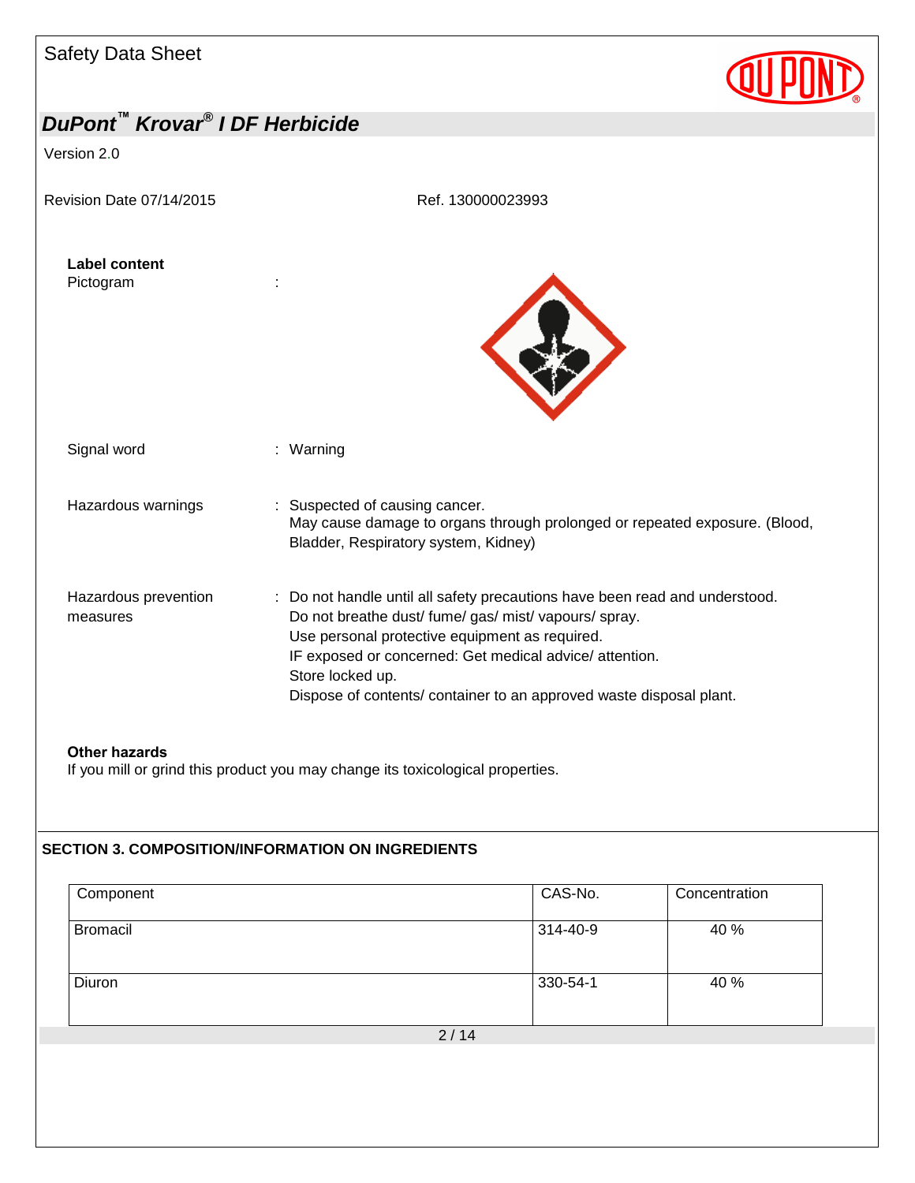**Label content**

Pictogram :

Signal word : Warning

Hazardous warnings : Suspected of causing cancer.
May cause damage to organs through prolonged or repeated exposure. (Blood, Bladder, Respiratory system, Kidney)

Hazardous prevention measures : Do not handle until all safety precautions have been read and understood.
Do not breathe dust/ fume/ gas/ mist/ vapours/ spray.
Use personal protective equipment as required.
IF exposed or concerned: Get medical advice/ attention.
Store locked up.
Dispose of contents/ container to an approved waste disposal plant.

**Other hazards**

If you mill or grind this product you may change its toxicological properties.

## SECTION 3. COMPOSITION/INFORMATION ON INGREDIENTS

| Component | CAS-No. | Concentration |
|---|---|---|
| Bromacil | 314-40-9 | 40 % |
| Diuron | 330-54-1 | 40 % |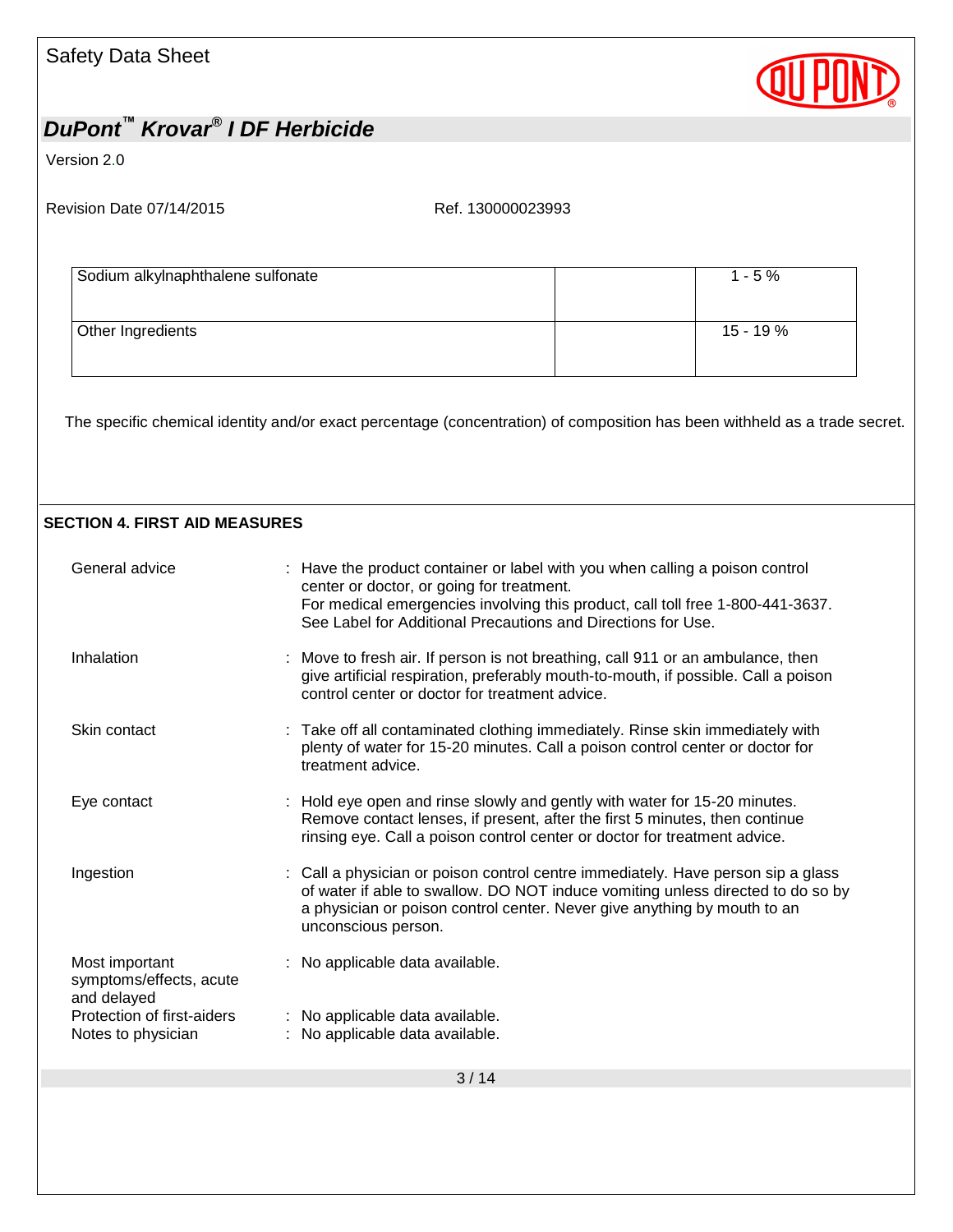| Sodium alkylnaphthalene sulfonate | | 1 - 5 % |
|---|---|---|
| Other Ingredients | | 15 - 19 % |

The specific chemical identity and/or exact percentage (concentration) of composition has been withheld as a trade secret.

## SECTION 4. FIRST AID MEASURES

General advice : Have the product container or label with you when calling a poison control center or doctor, or going for treatment.
For medical emergencies involving this product, call toll free 1-800-441-3637.
See Label for Additional Precautions and Directions for Use.

Inhalation : Move to fresh air. If person is not breathing, call 911 or an ambulance, then give artificial respiration, preferably mouth-to-mouth, if possible. Call a poison control center or doctor for treatment advice.

Skin contact : Take off all contaminated clothing immediately. Rinse skin immediately with plenty of water for 15-20 minutes. Call a poison control center or doctor for treatment advice.

Eye contact : Hold eye open and rinse slowly and gently with water for 15-20 minutes. Remove contact lenses, if present, after the first 5 minutes, then continue rinsing eye. Call a poison control center or doctor for treatment advice.

Ingestion : Call a physician or poison control centre immediately. Have person sip a glass of water if able to swallow. DO NOT induce vomiting unless directed to do so by a physician or poison control center. Never give anything by mouth to an unconscious person.

Most important symptoms/effects, acute and delayed : No applicable data available.

Protection of first-aiders : No applicable data available.

Notes to physician : No applicable data available.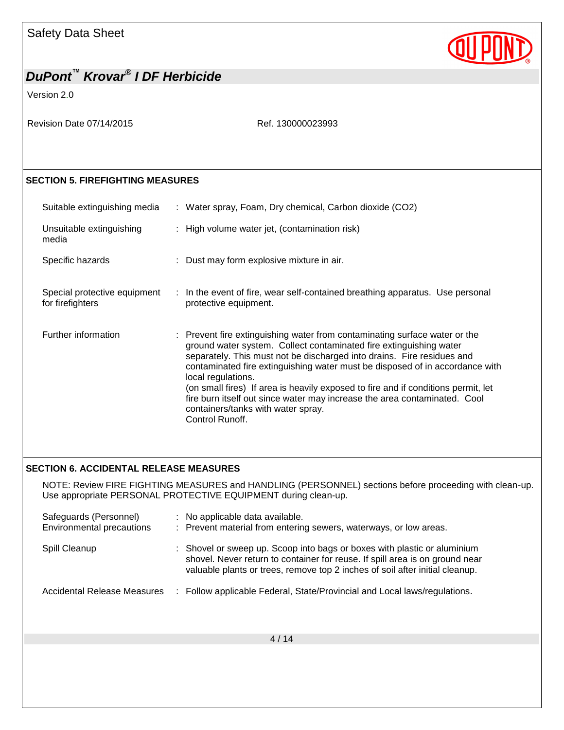## SECTION 5. FIREFIGHTING MEASURES

| | |
|---|---|
| Suitable extinguishing media | : Water spray, Foam, Dry chemical, Carbon dioxide ($CO_2$) |
| Unsuitable extinguishing media | : High volume water jet, (contamination risk) |
| Specific hazards | : Dust may form explosive mixture in air. |
| Special protective equipment for firefighters | : In the event of fire, wear self-contained breathing apparatus. Use personal protective equipment. |
| Further information | : Prevent fire extinguishing water from contaminating surface water or the ground water system. Collect contaminated fire extinguishing water separately. This must not be discharged into drains. Fire residues and contaminated fire extinguishing water must be disposed of in accordance with local regulations. (on small fires) If area is heavily exposed to fire and if conditions permit, let fire burn itself out since water may increase the area contaminated. Cool containers/tanks with water spray. Control Runoff. |

## SECTION 6. ACCIDENTAL RELEASE MEASURES

NOTE: Review FIRE FIGHTING MEASURES and HANDLING (PERSONNEL) sections before proceeding with clean-up. Use appropriate PERSONAL PROTECTIVE EQUIPMENT during clean-up.

| | |
|---|---|
| Safeguards (Personnel) | : No applicable data available. |
| Environmental precautions | : Prevent material from entering sewers, waterways, or low areas. |
| Spill Cleanup | : Shovel or sweep up. Scoop into bags or boxes with plastic or aluminium shovel. Never return to container for reuse. If spill area is on ground near valuable plants or trees, remove top 2 inches of soil after initial cleanup. |
| Accidental Release Measures | : Follow applicable Federal, State/Provincial and Local laws/regulations. |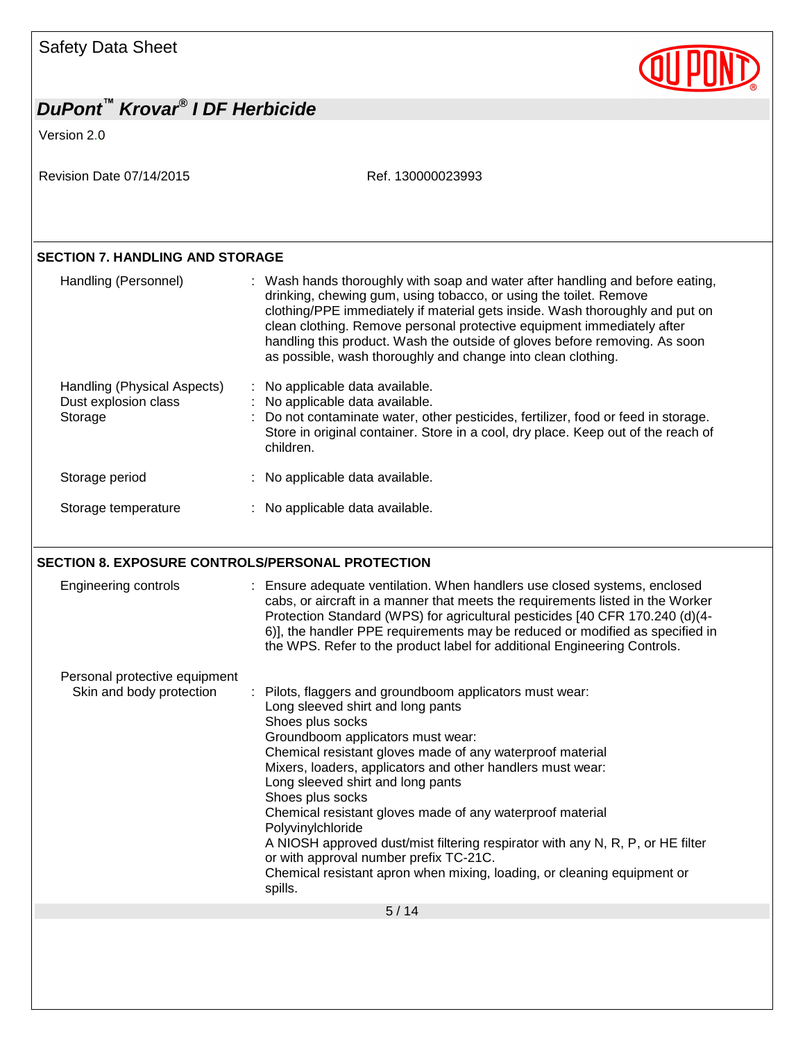## SECTION 7. HANDLING AND STORAGE

| | |
|---|---|
| Handling (Personnel) | : Wash hands thoroughly with soap and water after handling and before eating, drinking, chewing gum, using tobacco, or using the toilet. Remove clothing/PPE immediately if material gets inside. Wash thoroughly and put on clean clothing. Remove personal protective equipment immediately after handling this product. Wash the outside of gloves before removing. As soon as possible, wash thoroughly and change into clean clothing. |
| Handling (Physical Aspects) | : No applicable data available. |
| Dust explosion class | : No applicable data available. |
| Storage | : Do not contaminate water, other pesticides, fertilizer, food or feed in storage. Store in original container. Store in a cool, dry place. Keep out of the reach of children. |
| Storage period | : No applicable data available. |
| Storage temperature | : No applicable data available. |

## SECTION 8. EXPOSURE CONTROLS/PERSONAL PROTECTION

**Engineering controls** : Ensure adequate ventilation. When handlers use closed systems, enclosed cabs, or aircraft in a manner that meets the requirements listed in the Worker Protection Standard (WPS) for agricultural pesticides [40 CFR 170.240 (d)(4-6)], the handler PPE requirements may be reduced or modified as specified in the WPS. Refer to the product label for additional Engineering Controls.

**Personal protective equipment**

Skin and body protection : Pilots, flaggers and groundboom applicators must wear:
Long sleeved shirt and long pants
Shoes plus socks
Groundboom applicators must wear:
Chemical resistant gloves made of any waterproof material
Mixers, loaders, applicators and other handlers must wear:
Long sleeved shirt and long pants
Shoes plus socks
Chemical resistant gloves made of any waterproof material
Polyvinylchloride
A NIOSH approved dust/mist filtering respirator with any N, R, P, or HE filter or with approval number prefix TC-21C.
Chemical resistant apron when mixing, loading, or cleaning equipment or spills.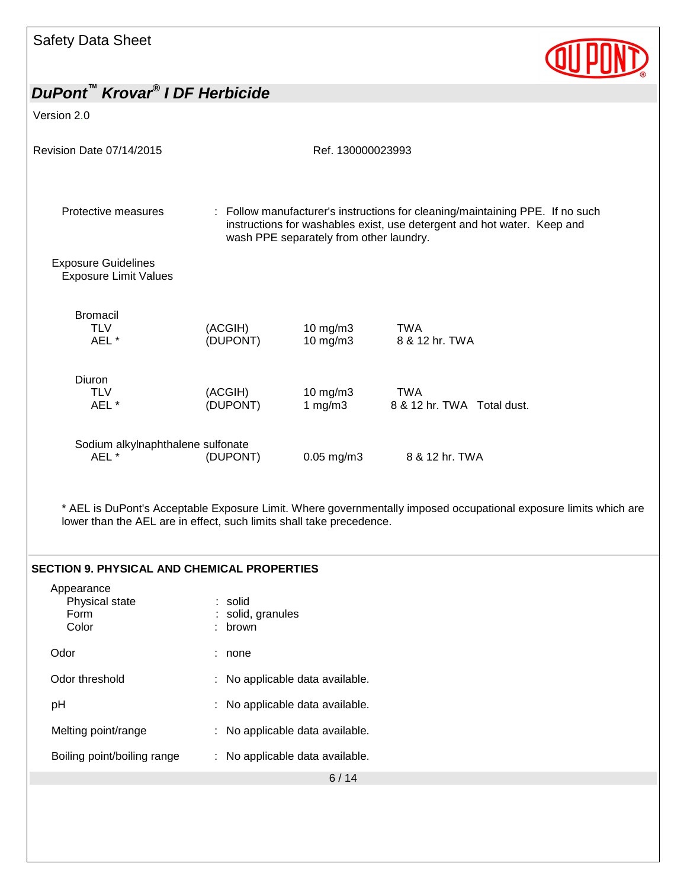Protective measures : Follow manufacturer's instructions for cleaning/maintaining PPE. If no such instructions for washables exist, use detergent and hot water. Keep and wash PPE separately from other laundry.

Exposure Guidelines

Exposure Limit Values

| | | | |
|---|---|---|---|
| **Bromacil** | | | |
| TLV | (ACGIH) | 10 mg/m3 | TWA |
| AEL * | (DUPONT) | 10 mg/m3 | 8 & 12 hr. TWA |
| **Diuron** | | | |
| TLV | (ACGIH) | 10 mg/m3 | TWA |
| AEL * | (DUPONT) | 1 mg/m3 | 8 & 12 hr. TWA Total dust. |
| **Sodium alkylnaphthalene sulfonate** | | | |
| AEL * | (DUPONT) | 0.05 mg/m3 | 8 & 12 hr. TWA |

* AEL is DuPont's Acceptable Exposure Limit. Where governmentally imposed occupational exposure limits which are lower than the AEL are in effect, such limits shall take precedence.

## SECTION 9. PHYSICAL AND CHEMICAL PROPERTIES

Appearance
- Physical state : solid
- Form : solid, granules
- Color : brown

Odor : none

Odor threshold : No applicable data available.

pH : No applicable data available.

Melting point/range : No applicable data available.

Boiling point/boiling range : No applicable data available.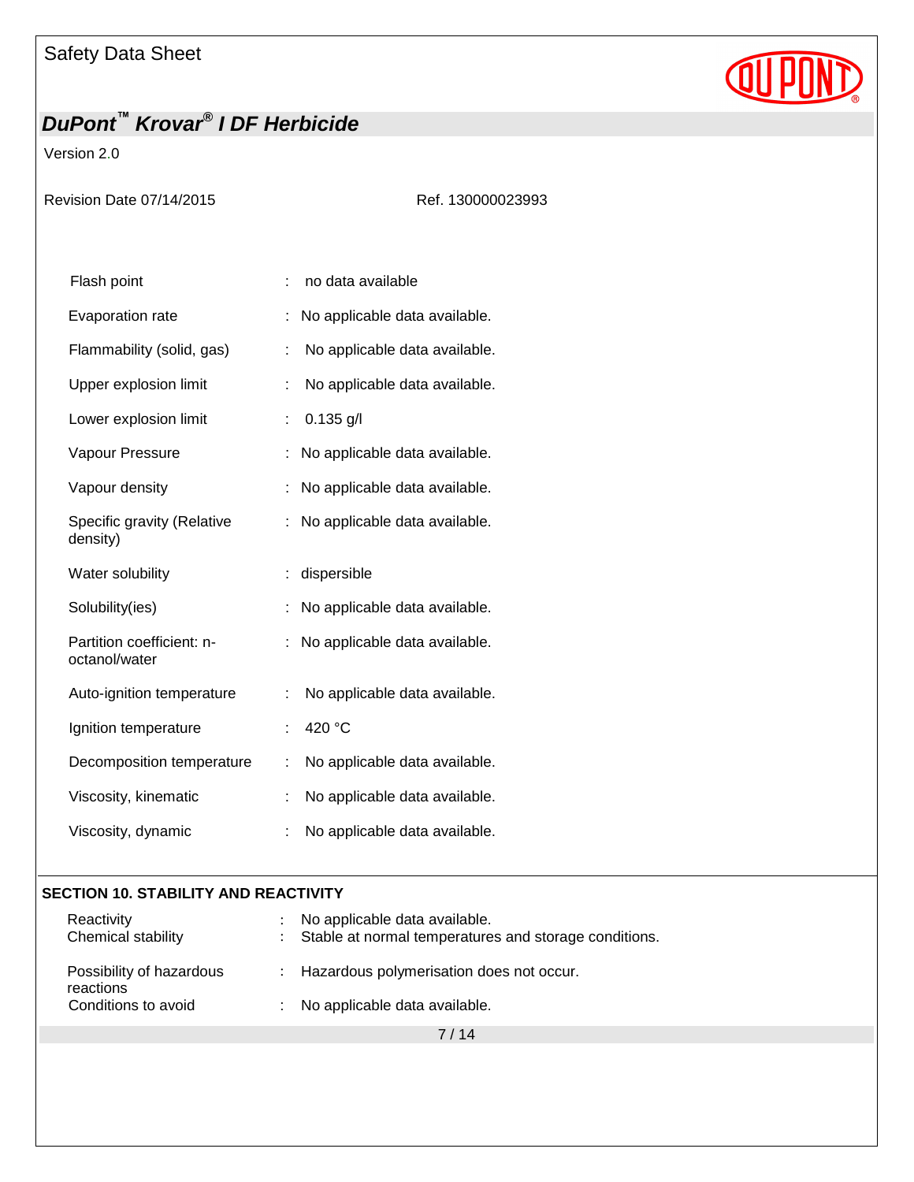| | | |
|---|---|---|
| Flash point | : | no data available |
| Evaporation rate | : | No applicable data available. |
| Flammability (solid, gas) | : | No applicable data available. |
| Upper explosion limit | : | No applicable data available. |
| Lower explosion limit | : | 0.135 g/l |
| Vapour Pressure | : | No applicable data available. |
| Vapour density | : | No applicable data available. |
| Specific gravity (Relative density) | : | No applicable data available. |
| Water solubility | : | dispersible |
| Solubility(ies) | : | No applicable data available. |
| Partition coefficient: n-octanol/water | : | No applicable data available. |
| Auto-ignition temperature | : | No applicable data available. |
| Ignition temperature | : | 420 °C |
| Decomposition temperature | : | No applicable data available. |
| Viscosity, kinematic | : | No applicable data available. |
| Viscosity, dynamic | : | No applicable data available. |

## SECTION 10. STABILITY AND REACTIVITY

| | | |
|---|---|---|
| Reactivity | : | No applicable data available. |
| Chemical stability | : | Stable at normal temperatures and storage conditions. |
| Possibility of hazardous reactions | : | Hazardous polymerisation does not occur. |
| Conditions to avoid | : | No applicable data available. |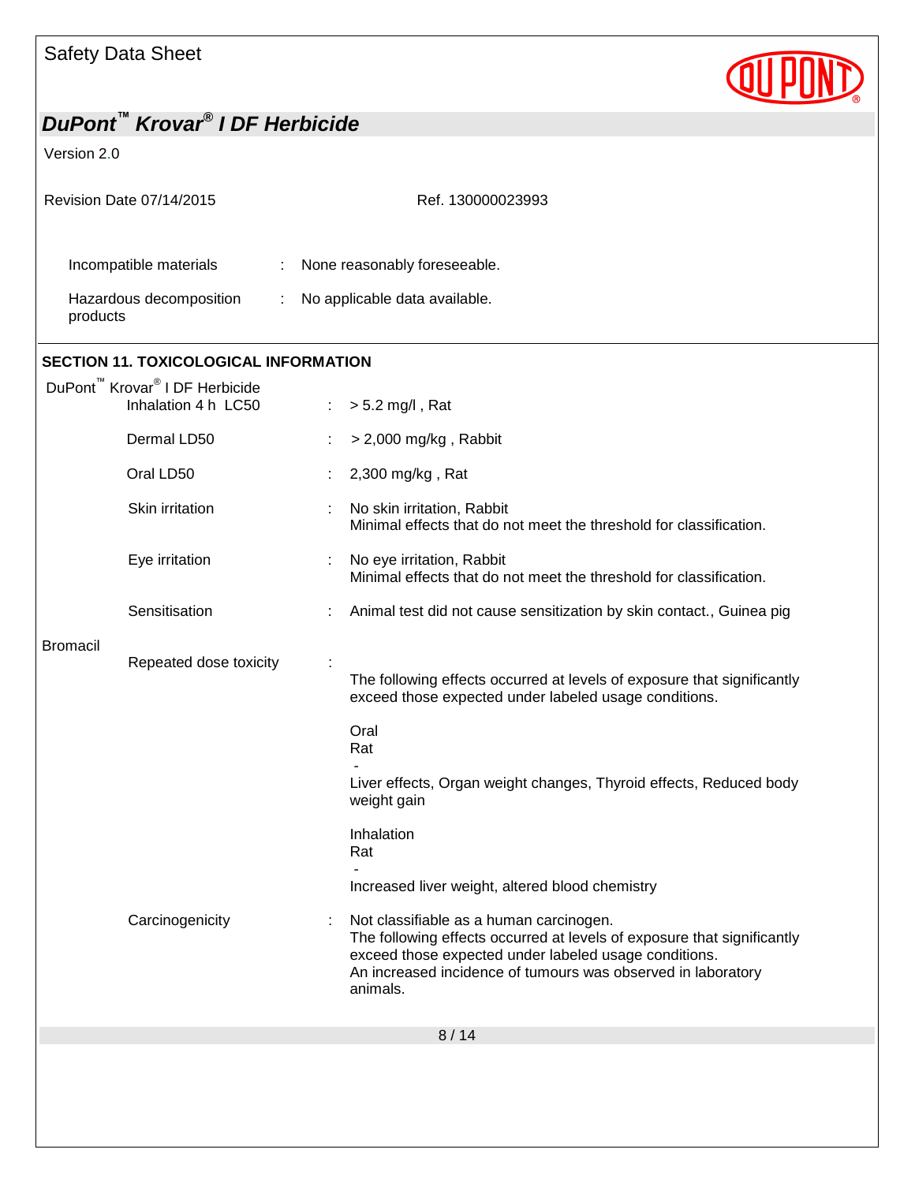Incompatible materials : None reasonably foreseeable.

Hazardous decomposition products : No applicable data available.

## SECTION 11. TOXICOLOGICAL INFORMATION

DuPont™ Krovar® I DF Herbicide

| | | |
|---|---|---|
| Inhalation 4 h LC50 | : | > 5.2 mg/l , Rat |
| Dermal LD50 | : | > 2,000 mg/kg , Rabbit |
| Oral LD50 | : | 2,300 mg/kg , Rat |
| Skin irritation | : | No skin irritation, Rabbit<br>Minimal effects that do not meet the threshold for classification. |
| Eye irritation | : | No eye irritation, Rabbit<br>Minimal effects that do not meet the threshold for classification. |
| Sensitisation | : | Animal test did not cause sensitization by skin contact., Guinea pig |

Bromacil

Repeated dose toxicity :

The following effects occurred at levels of exposure that significantly exceed those expected under labeled usage conditions.

Oral
Rat
-
Liver effects, Organ weight changes, Thyroid effects, Reduced body weight gain

Inhalation
Rat
-
Increased liver weight, altered blood chemistry

Carcinogenicity : Not classifiable as a human carcinogen.
The following effects occurred at levels of exposure that significantly exceed those expected under labeled usage conditions.
An increased incidence of tumours was observed in laboratory animals.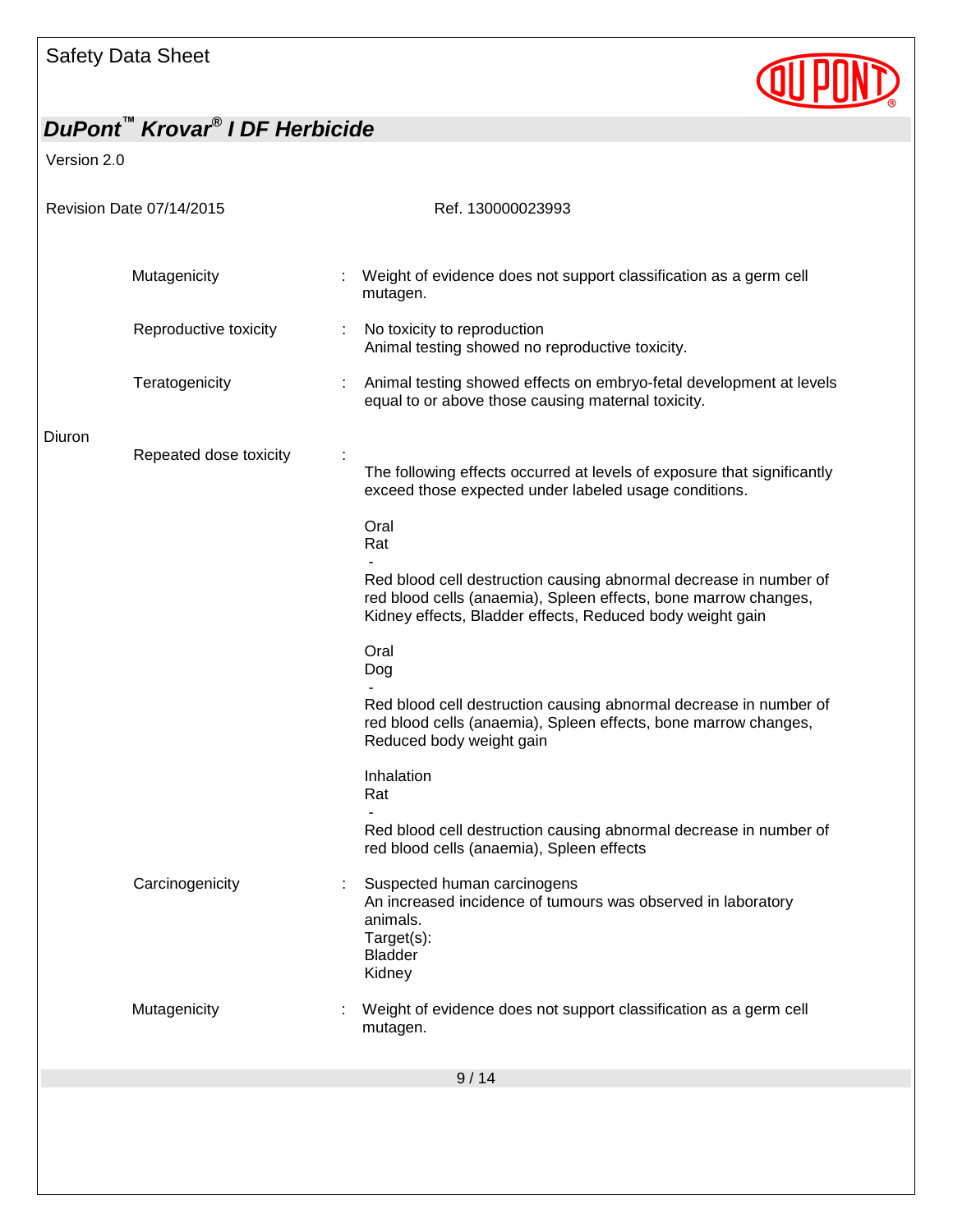Mutagenicity : Weight of evidence does not support classification as a germ cell mutagen.

Reproductive toxicity : No toxicity to reproduction
Animal testing showed no reproductive toxicity.

Teratogenicity : Animal testing showed effects on embryo-fetal development at levels equal to or above those causing maternal toxicity.

**Diuron**

Repeated dose toxicity :

The following effects occurred at levels of exposure that significantly exceed those expected under labeled usage conditions.

Oral
Rat
-
Red blood cell destruction causing abnormal decrease in number of red blood cells (anaemia), Spleen effects, bone marrow changes, Kidney effects, Bladder effects, Reduced body weight gain

Oral
Dog
-
Red blood cell destruction causing abnormal decrease in number of red blood cells (anaemia), Spleen effects, bone marrow changes, Reduced body weight gain

Inhalation
Rat
-
Red blood cell destruction causing abnormal decrease in number of red blood cells (anaemia), Spleen effects

Carcinogenicity : Suspected human carcinogens
An increased incidence of tumours was observed in laboratory animals.
Target(s):
Bladder
Kidney

Mutagenicity : Weight of evidence does not support classification as a germ cell mutagen.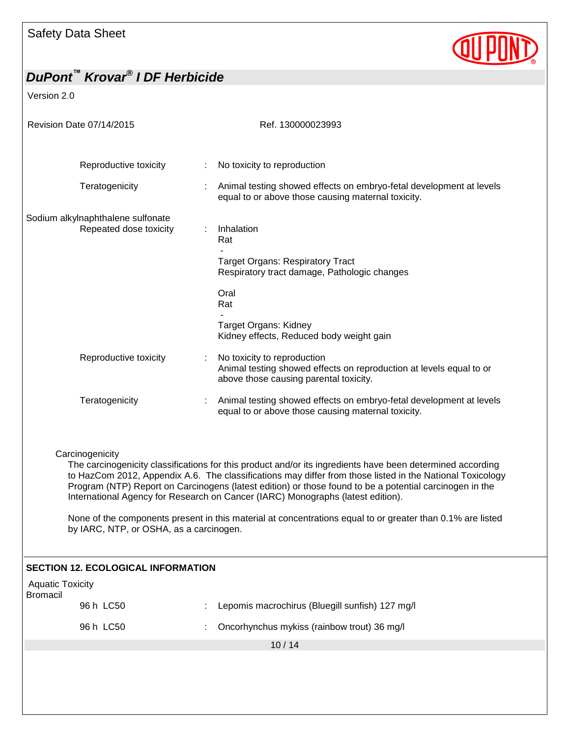Reproductive toxicity : No toxicity to reproduction

Teratogenicity : Animal testing showed effects on embryo-fetal development at levels equal to or above those causing maternal toxicity.

Sodium alkylnaphthalene sulfonate

Repeated dose toxicity : Inhalation
Rat
-
Target Organs: Respiratory Tract
Respiratory tract damage, Pathologic changes

Oral
Rat
-
Target Organs: Kidney
Kidney effects, Reduced body weight gain

Reproductive toxicity : No toxicity to reproduction
Animal testing showed effects on reproduction at levels equal to or above those causing parental toxicity.

Teratogenicity : Animal testing showed effects on embryo-fetal development at levels equal to or above those causing maternal toxicity.

Carcinogenicity

The carcinogenicity classifications for this product and/or its ingredients have been determined according to HazCom 2012, Appendix A.6. The classifications may differ from those listed in the National Toxicology Program (NTP) Report on Carcinogens (latest edition) or those found to be a potential carcinogen in the International Agency for Research on Cancer (IARC) Monographs (latest edition).

None of the components present in this material at concentrations equal to or greater than 0.1% are listed by IARC, NTP, or OSHA, as a carcinogen.

## SECTION 12. ECOLOGICAL INFORMATION

Aquatic Toxicity

Bromacil

96 h LC50 : Lepomis macrochirus (Bluegill sunfish) 127 mg/l

96 h LC50 : Oncorhynchus mykiss (rainbow trout) 36 mg/l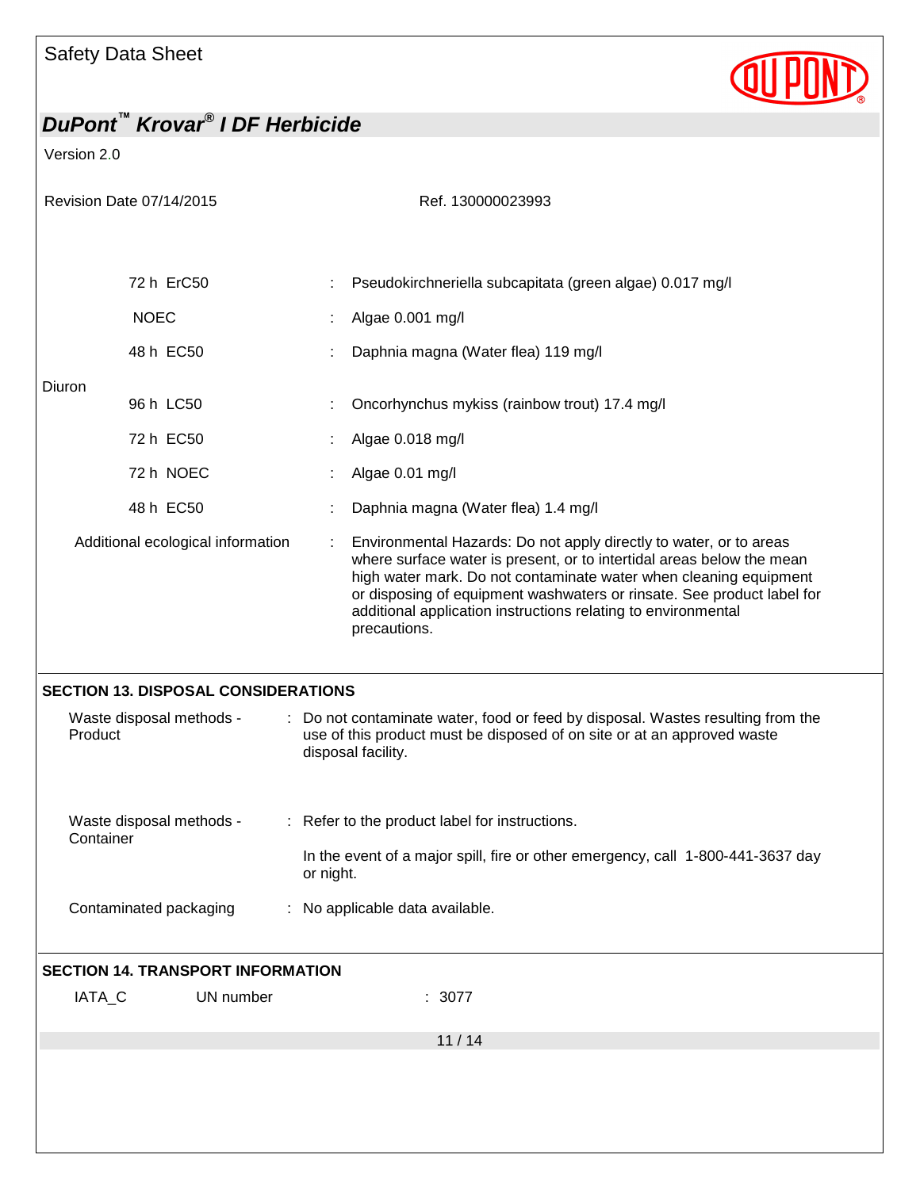| | | |
|---|---|---|
| 72 h ErC50 | : | Pseudokirchneriella subcapitata (green algae) 0.017 mg/l |
| NOEC | : | Algae 0.001 mg/l |
| 48 h EC50 | : | Daphnia magna (Water flea) 119 mg/l |

Diuron

| | | |
|---|---|---|
| 96 h LC50 | : | Oncorhynchus mykiss (rainbow trout) 17.4 mg/l |
| 72 h EC50 | : | Algae 0.018 mg/l |
| 72 h NOEC | : | Algae 0.01 mg/l |
| 48 h EC50 | : | Daphnia magna (Water flea) 1.4 mg/l |

Additional ecological information : Environmental Hazards: Do not apply directly to water, or to areas where surface water is present, or to intertidal areas below the mean high water mark. Do not contaminate water when cleaning equipment or disposing of equipment washwaters or rinsate. See product label for additional application instructions relating to environmental precautions.

## SECTION 13. DISPOSAL CONSIDERATIONS

Waste disposal methods - Product : Do not contaminate water, food or feed by disposal. Wastes resulting from the use of this product must be disposed of on site or at an approved waste disposal facility.

Waste disposal methods - Container : Refer to the product label for instructions.

In the event of a major spill, fire or other emergency, call 1-800-441-3637 day or night.

Contaminated packaging : No applicable data available.

## SECTION 14. TRANSPORT INFORMATION

IATA_C UN number : 3077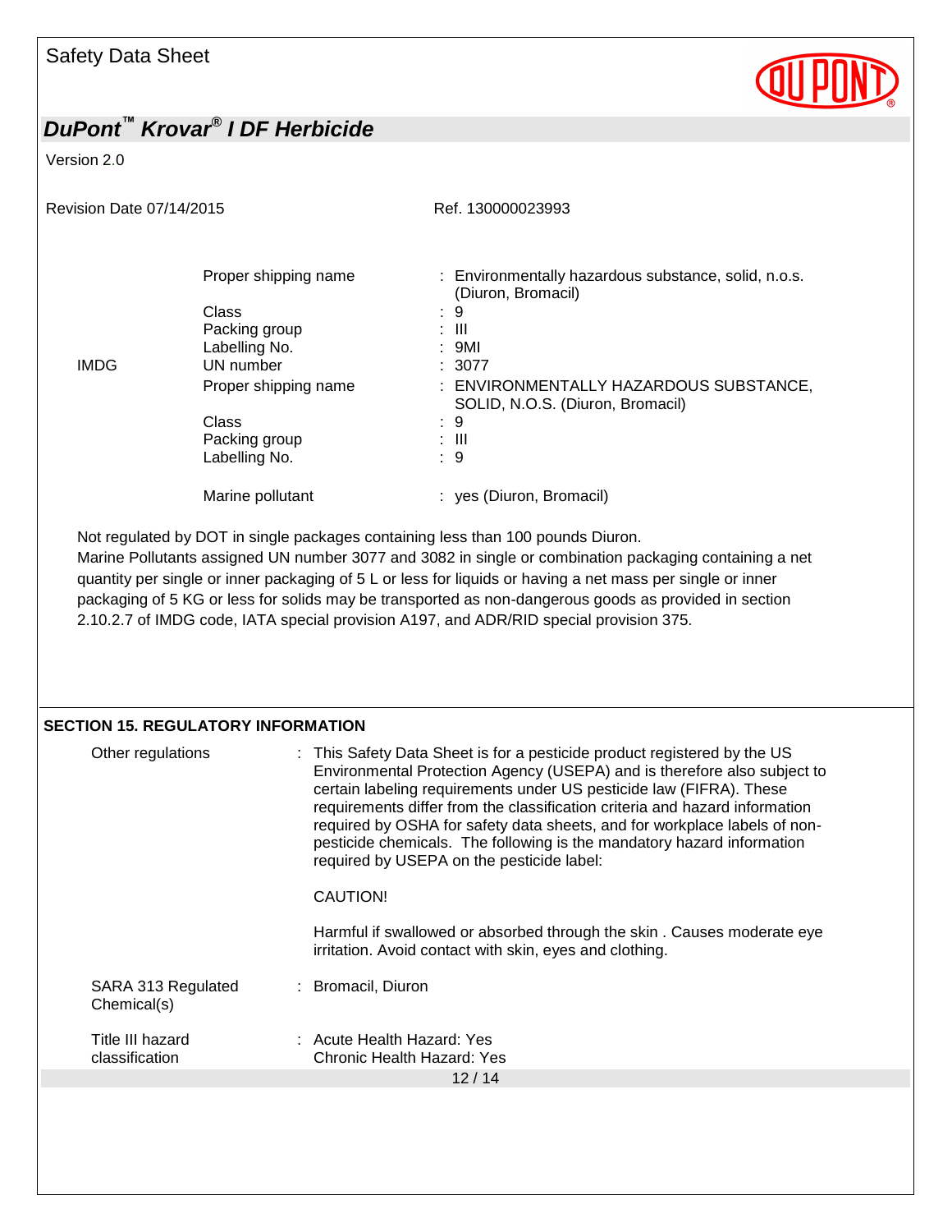| | | |
|---|---|---|
| | Proper shipping name | : Environmentally hazardous substance, solid, n.o.s. (Diuron, Bromacil) |
| | Class | : 9 |
| | Packing group | : III |
| | Labelling No. | : 9MI |
| IMDG | UN number | : 3077 |
| | Proper shipping name | : ENVIRONMENTALLY HAZARDOUS SUBSTANCE, SOLID, N.O.S. (Diuron, Bromacil) |
| | Class | : 9 |
| | Packing group | : III |
| | Labelling No. | : 9 |
| | Marine pollutant | : yes (Diuron, Bromacil) |

Not regulated by DOT in single packages containing less than 100 pounds Diuron.
Marine Pollutants assigned UN number 3077 and 3082 in single or combination packaging containing a net quantity per single or inner packaging of 5 L or less for liquids or having a net mass per single or inner packaging of 5 KG or less for solids may be transported as non-dangerous goods as provided in section 2.10.2.7 of IMDG code, IATA special provision A197, and ADR/RID special provision 375.

## SECTION 15. REGULATORY INFORMATION

Other regulations : This Safety Data Sheet is for a pesticide product registered by the US Environmental Protection Agency (USEPA) and is therefore also subject to certain labeling requirements under US pesticide law (FIFRA). These requirements differ from the classification criteria and hazard information required by OSHA for safety data sheets, and for workplace labels of non-pesticide chemicals. The following is the mandatory hazard information required by USEPA on the pesticide label:

CAUTION!

Harmful if swallowed or absorbed through the skin . Causes moderate eye irritation. Avoid contact with skin, eyes and clothing.

SARA 313 Regulated Chemical(s) : Bromacil, Diuron

Title III hazard classification : Acute Health Hazard: Yes
Chronic Health Hazard: Yes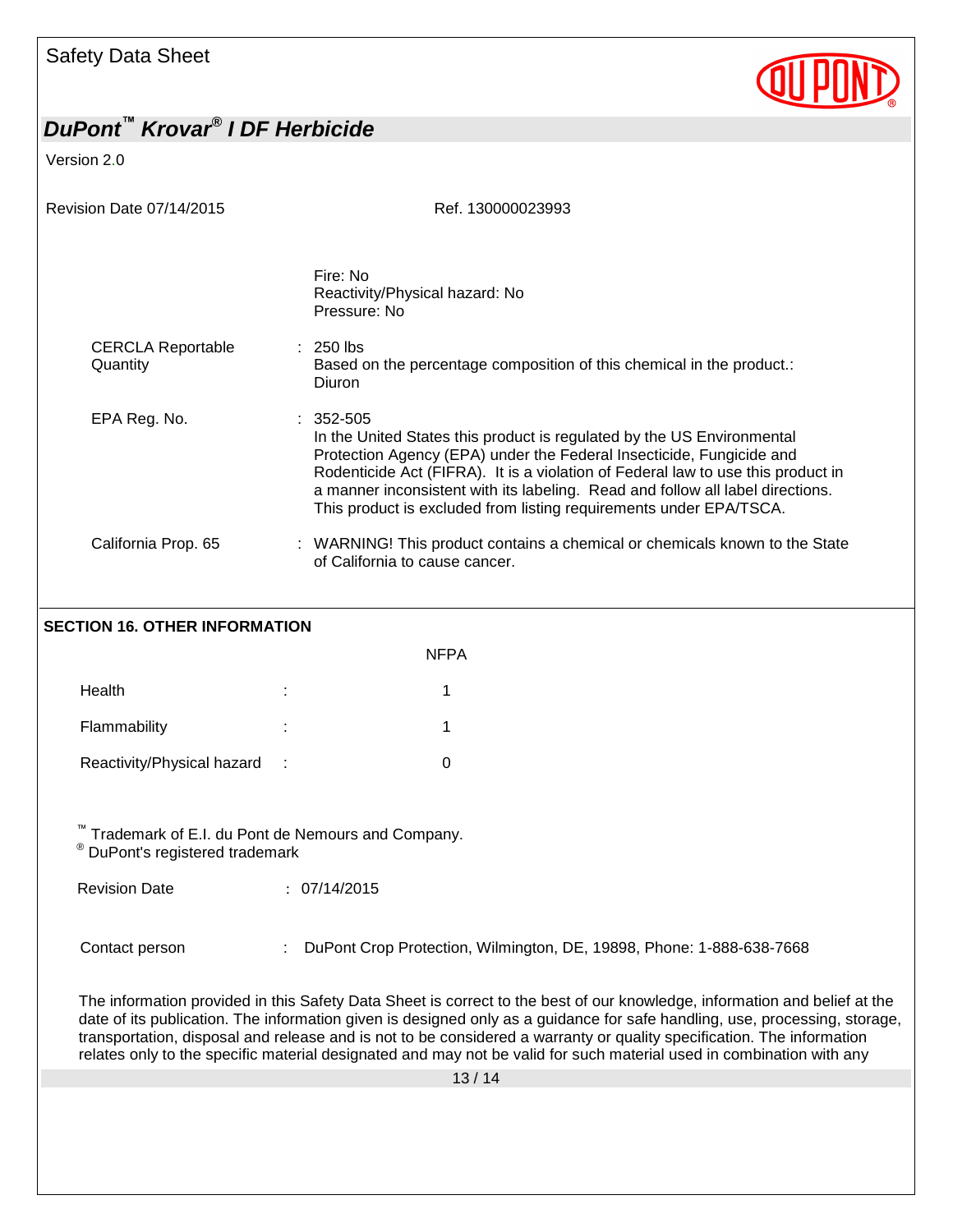Fire: No
Reactivity/Physical hazard: No
Pressure: No

| | | |
|---|---|---|
| CERCLA Reportable Quantity | : | 250 lbs<br>Based on the percentage composition of this chemical in the product.: Diuron |
| EPA Reg. No. | : | 352-505<br>In the United States this product is regulated by the US Environmental Protection Agency (EPA) under the Federal Insecticide, Fungicide and Rodenticide Act (FIFRA). It is a violation of Federal law to use this product in a manner inconsistent with its labeling. Read and follow all label directions. This product is excluded from listing requirements under EPA/TSCA. |
| California Prop. 65 | : | WARNING! This product contains a chemical or chemicals known to the State of California to cause cancer. |

## SECTION 16. OTHER INFORMATION

| | | NFPA |
|---|---|---|
| Health | : | 1 |
| Flammability | : | 1 |
| Reactivity/Physical hazard | : | 0 |

™ Trademark of E.I. du Pont de Nemours and Company.
® DuPont's registered trademark

Revision Date : 07/14/2015

Contact person : DuPont Crop Protection, Wilmington, DE, 19898, Phone: 1-888-638-7668

The information provided in this Safety Data Sheet is correct to the best of our knowledge, information and belief at the date of its publication. The information given is designed only as a guidance for safe handling, use, processing, storage, transportation, disposal and release and is not to be considered a warranty or quality specification. The information relates only to the specific material designated and may not be valid for such material used in combination with any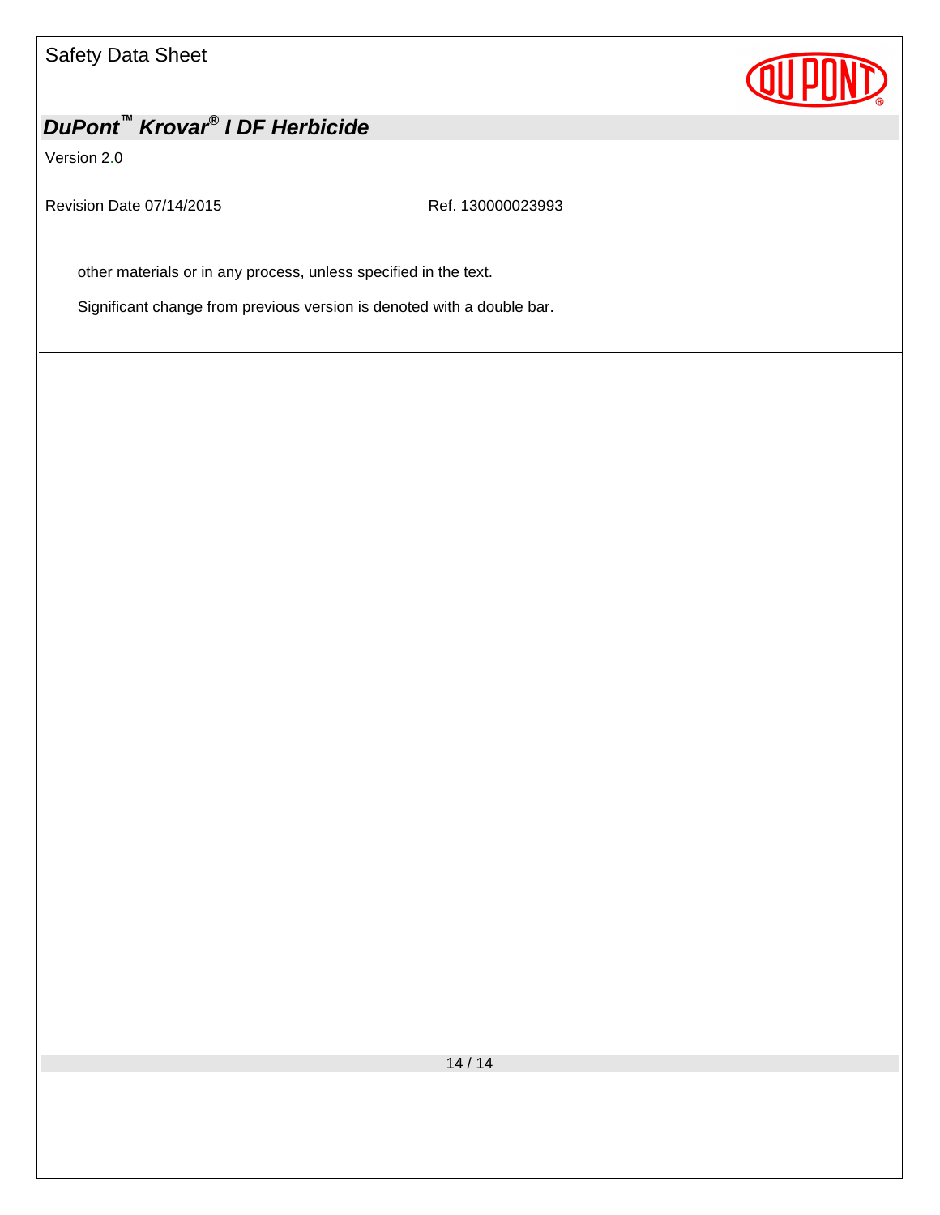other materials or in any process, unless specified in the text.

Significant change from previous version is denoted with a double bar.